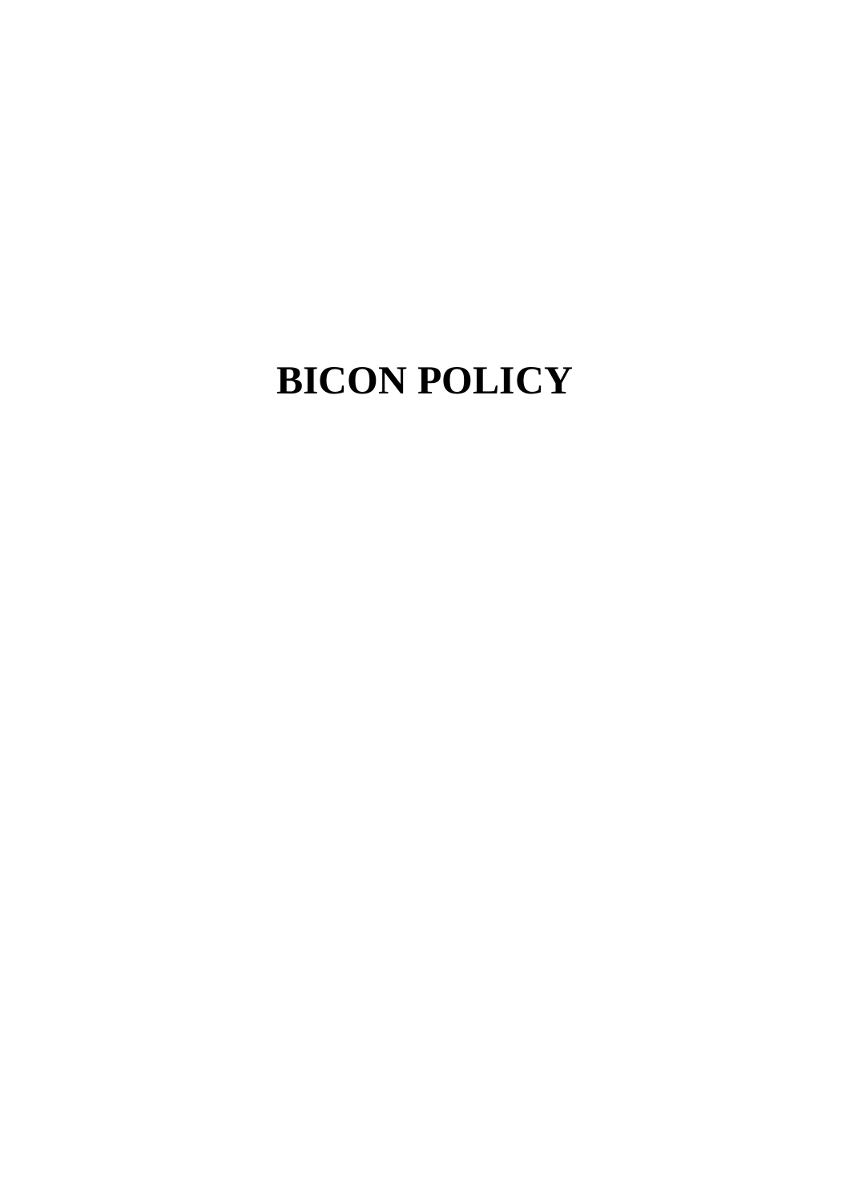# BICON POLICY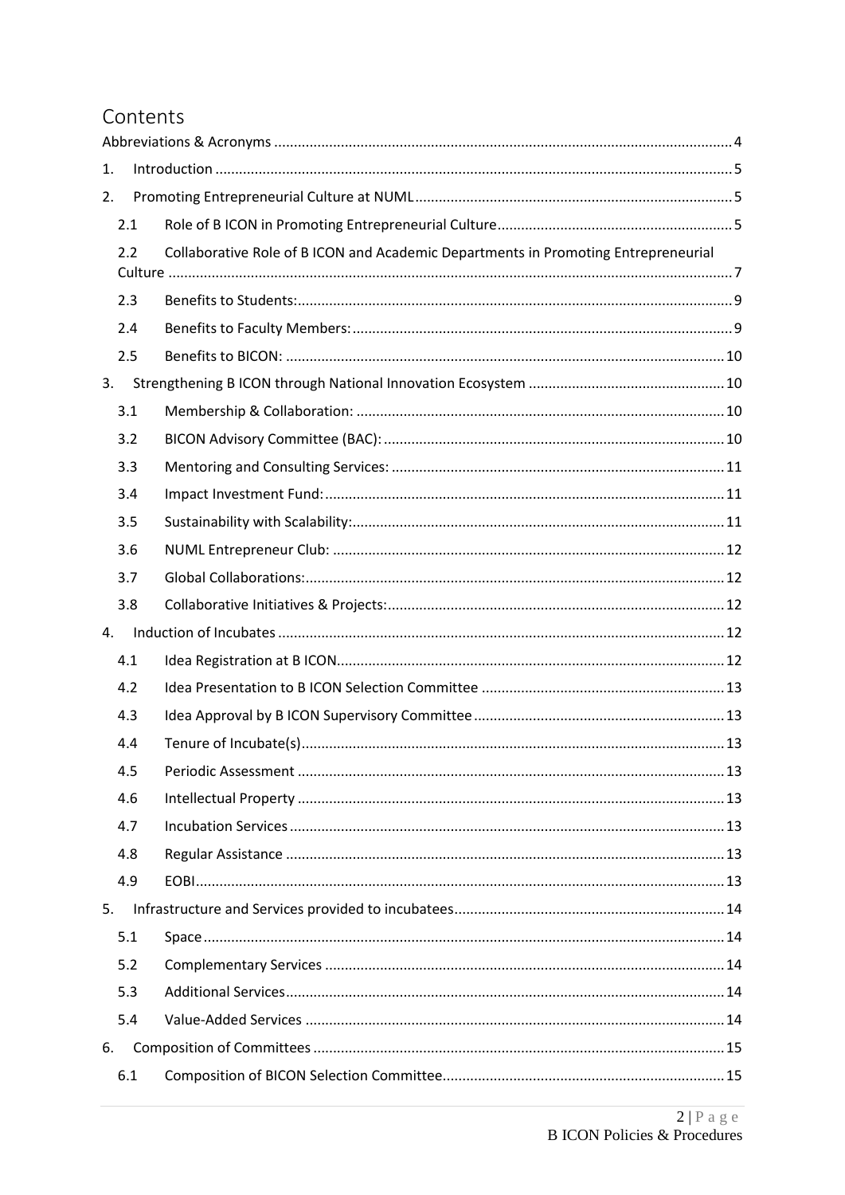# Contents

Abbreviations & Acronyms ....... 4

1. Introduction ....... 5
2. Promoting Entrepreneurial Culture at NUML ....... 5
   - 2.1 Role of B ICON in Promoting Entrepreneurial Culture ....... 5
   - 2.2 Collaborative Role of B ICON and Academic Departments in Promoting Entrepreneurial Culture ....... 7
   - 2.3 Benefits to Students: ....... 9
   - 2.4 Benefits to Faculty Members: ....... 9
   - 2.5 Benefits to BICON: ....... 10
3. Strengthening B ICON through National Innovation Ecosystem ....... 10
   - 3.1 Membership & Collaboration: ....... 10
   - 3.2 BICON Advisory Committee (BAC): ....... 10
   - 3.3 Mentoring and Consulting Services: ....... 11
   - 3.4 Impact Investment Fund: ....... 11
   - 3.5 Sustainability with Scalability: ....... 11
   - 3.6 NUML Entrepreneur Club: ....... 12
   - 3.7 Global Collaborations: ....... 12
   - 3.8 Collaborative Initiatives & Projects: ....... 12
4. Induction of Incubates ....... 12
   - 4.1 Idea Registration at B ICON ....... 12
   - 4.2 Idea Presentation to B ICON Selection Committee ....... 13
   - 4.3 Idea Approval by B ICON Supervisory Committee ....... 13
   - 4.4 Tenure of Incubate(s) ....... 13
   - 4.5 Periodic Assessment ....... 13
   - 4.6 Intellectual Property ....... 13
   - 4.7 Incubation Services ....... 13
   - 4.8 Regular Assistance ....... 13
   - 4.9 EOBI ....... 13
5. Infrastructure and Services provided to incubatees ....... 14
   - 5.1 Space ....... 14
   - 5.2 Complementary Services ....... 14
   - 5.3 Additional Services ....... 14
   - 5.4 Value-Added Services ....... 14
6. Composition of Committees ....... 15
   - 6.1 Composition of BICON Selection Committee ....... 15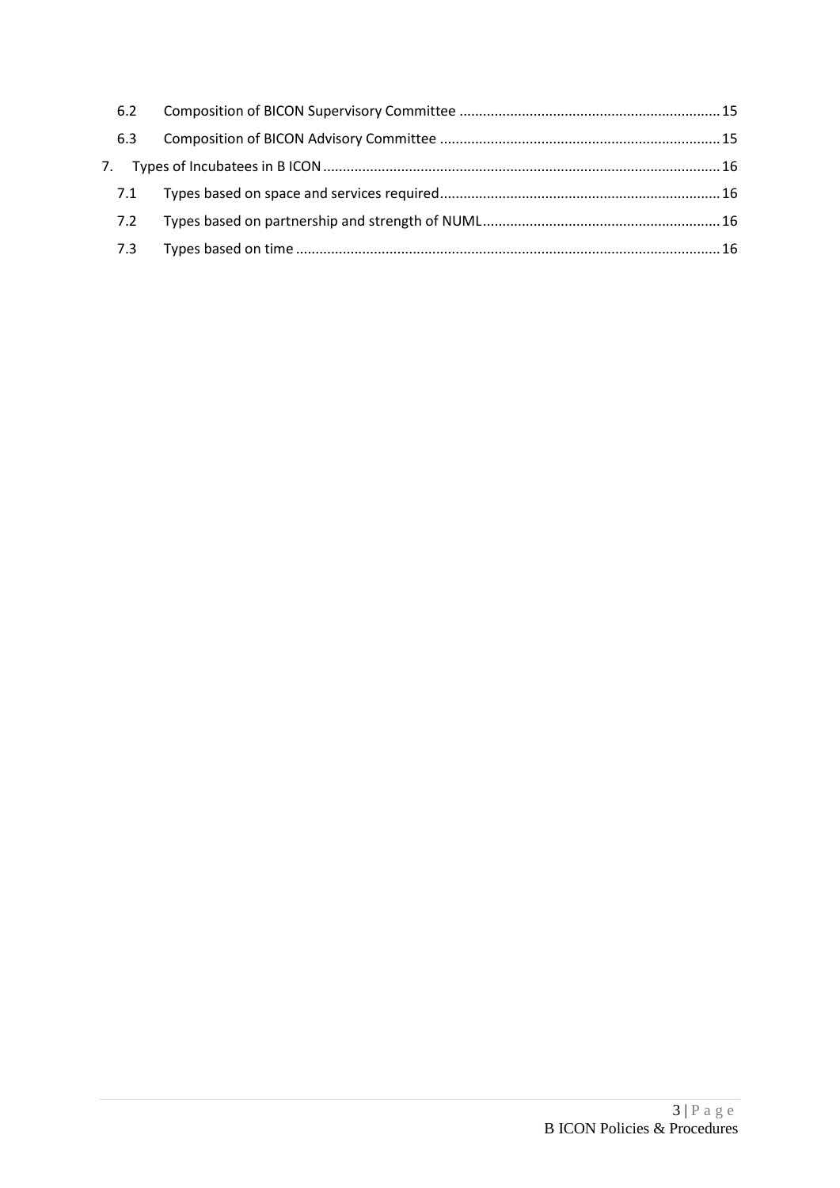6.2 Composition of BICON Supervisory Committee ........................................................ 15

6.3 Composition of BICON Advisory Committee ............................................................ 15

7. Types of Incubatees in B ICON .................................................................................. 16

7.1 Types based on space and services required ............................................................ 16

7.2 Types based on partnership and strength of NUML .................................................. 16

7.3 Types based on time ................................................................................................. 16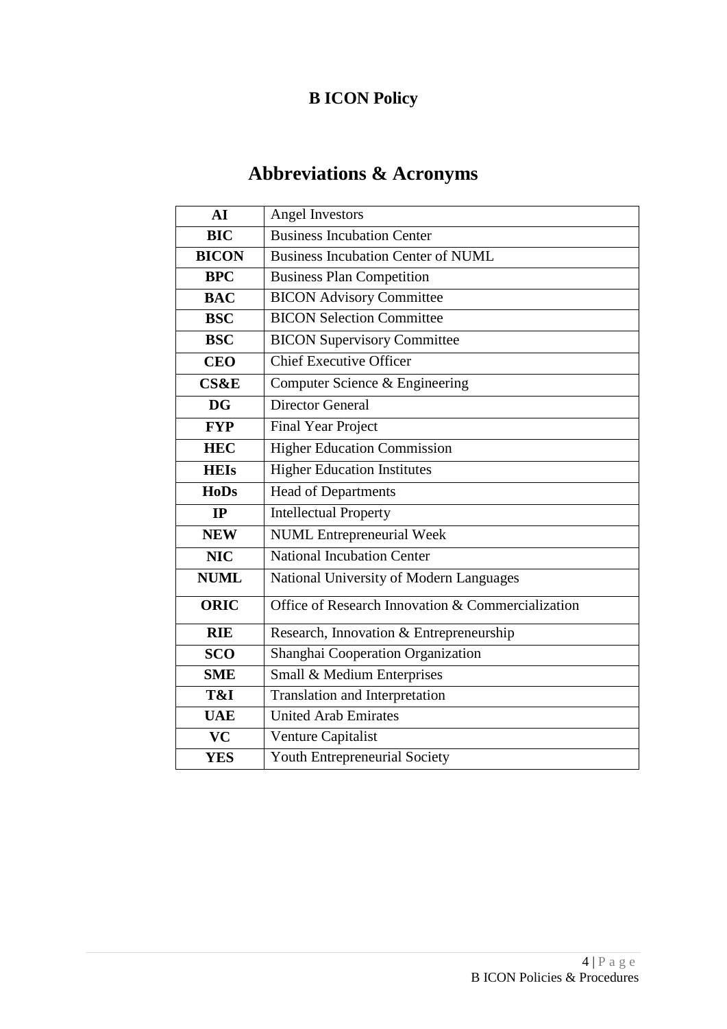**B ICON Policy**

# Abbreviations & Acronyms

| | |
|---|---|
| **AI** | Angel Investors |
| **BIC** | Business Incubation Center |
| **BICON** | Business Incubation Center of NUML |
| **BPC** | Business Plan Competition |
| **BAC** | BICON Advisory Committee |
| **BSC** | BICON Selection Committee |
| **BSC** | BICON Supervisory Committee |
| **CEO** | Chief Executive Officer |
| **CS&E** | Computer Science & Engineering |
| **DG** | Director General |
| **FYP** | Final Year Project |
| **HEC** | Higher Education Commission |
| **HEIs** | Higher Education Institutes |
| **HoDs** | Head of Departments |
| **IP** | Intellectual Property |
| **NEW** | NUML Entrepreneurial Week |
| **NIC** | National Incubation Center |
| **NUML** | National University of Modern Languages |
| **ORIC** | Office of Research Innovation & Commercialization |
| **RIE** | Research, Innovation & Entrepreneurship |
| **SCO** | Shanghai Cooperation Organization |
| **SME** | Small & Medium Enterprises |
| **T&I** | Translation and Interpretation |
| **UAE** | United Arab Emirates |
| **VC** | Venture Capitalist |
| **YES** | Youth Entrepreneurial Society |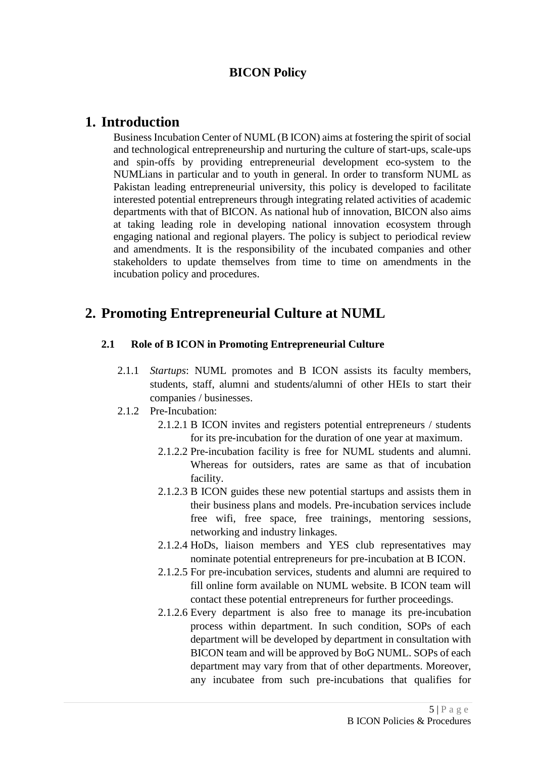**BICON Policy**

# 1. Introduction

Business Incubation Center of NUML (B ICON) aims at fostering the spirit of social and technological entrepreneurship and nurturing the culture of start-ups, scale-ups and spin-offs by providing entrepreneurial development eco-system to the NUMLians in particular and to youth in general. In order to transform NUML as Pakistan leading entrepreneurial university, this policy is developed to facilitate interested potential entrepreneurs through integrating related activities of academic departments with that of BICON. As national hub of innovation, BICON also aims at taking leading role in developing national innovation ecosystem through engaging national and regional players. The policy is subject to periodical review and amendments. It is the responsibility of the incubated companies and other stakeholders to update themselves from time to time on amendments in the incubation policy and procedures.

# 2. Promoting Entrepreneurial Culture at NUML

## 2.1 Role of B ICON in Promoting Entrepreneurial Culture

2.1.1 *Startups*: NUML promotes and B ICON assists its faculty members, students, staff, alumni and students/alumni of other HEIs to start their companies / businesses.

2.1.2 Pre-Incubation:

2.1.2.1 B ICON invites and registers potential entrepreneurs / students for its pre-incubation for the duration of one year at maximum.

2.1.2.2 Pre-incubation facility is free for NUML students and alumni. Whereas for outsiders, rates are same as that of incubation facility.

2.1.2.3 B ICON guides these new potential startups and assists them in their business plans and models. Pre-incubation services include free wifi, free space, free trainings, mentoring sessions, networking and industry linkages.

2.1.2.4 HoDs, liaison members and YES club representatives may nominate potential entrepreneurs for pre-incubation at B ICON.

2.1.2.5 For pre-incubation services, students and alumni are required to fill online form available on NUML website. B ICON team will contact these potential entrepreneurs for further proceedings.

2.1.2.6 Every department is also free to manage its pre-incubation process within department. In such condition, SOPs of each department will be developed by department in consultation with BICON team and will be approved by BoG NUML. SOPs of each department may vary from that of other departments. Moreover, any incubatee from such pre-incubations that qualifies for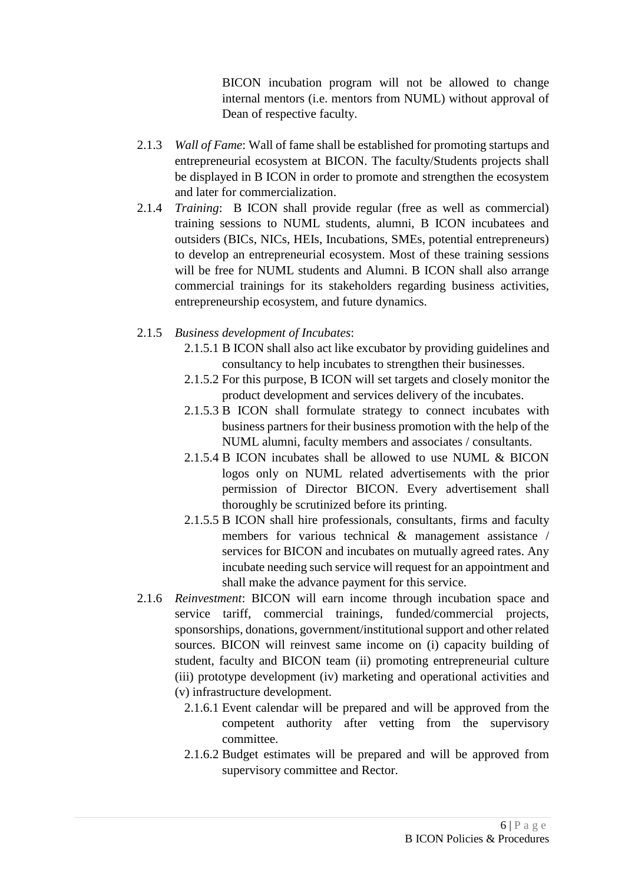BICON incubation program will not be allowed to change internal mentors (i.e. mentors from NUML) without approval of Dean of respective faculty.

2.1.3 *Wall of Fame*: Wall of fame shall be established for promoting startups and entrepreneurial ecosystem at BICON. The faculty/Students projects shall be displayed in B ICON in order to promote and strengthen the ecosystem and later for commercialization.

2.1.4 *Training*: B ICON shall provide regular (free as well as commercial) training sessions to NUML students, alumni, B ICON incubatees and outsiders (BICs, NICs, HEIs, Incubations, SMEs, potential entrepreneurs) to develop an entrepreneurial ecosystem. Most of these training sessions will be free for NUML students and Alumni. B ICON shall also arrange commercial trainings for its stakeholders regarding business activities, entrepreneurship ecosystem, and future dynamics.

2.1.5 *Business development of Incubates*:

2.1.5.1 B ICON shall also act like excubator by providing guidelines and consultancy to help incubates to strengthen their businesses.

2.1.5.2 For this purpose, B ICON will set targets and closely monitor the product development and services delivery of the incubates.

2.1.5.3 B ICON shall formulate strategy to connect incubates with business partners for their business promotion with the help of the NUML alumni, faculty members and associates / consultants.

2.1.5.4 B ICON incubates shall be allowed to use NUML & BICON logos only on NUML related advertisements with the prior permission of Director BICON. Every advertisement shall thoroughly be scrutinized before its printing.

2.1.5.5 B ICON shall hire professionals, consultants, firms and faculty members for various technical & management assistance / services for BICON and incubates on mutually agreed rates. Any incubate needing such service will request for an appointment and shall make the advance payment for this service.

2.1.6 *Reinvestment*: BICON will earn income through incubation space and service tariff, commercial trainings, funded/commercial projects, sponsorships, donations, government/institutional support and other related sources. BICON will reinvest same income on (i) capacity building of student, faculty and BICON team (ii) promoting entrepreneurial culture (iii) prototype development (iv) marketing and operational activities and (v) infrastructure development.

2.1.6.1 Event calendar will be prepared and will be approved from the competent authority after vetting from the supervisory committee.

2.1.6.2 Budget estimates will be prepared and will be approved from supervisory committee and Rector.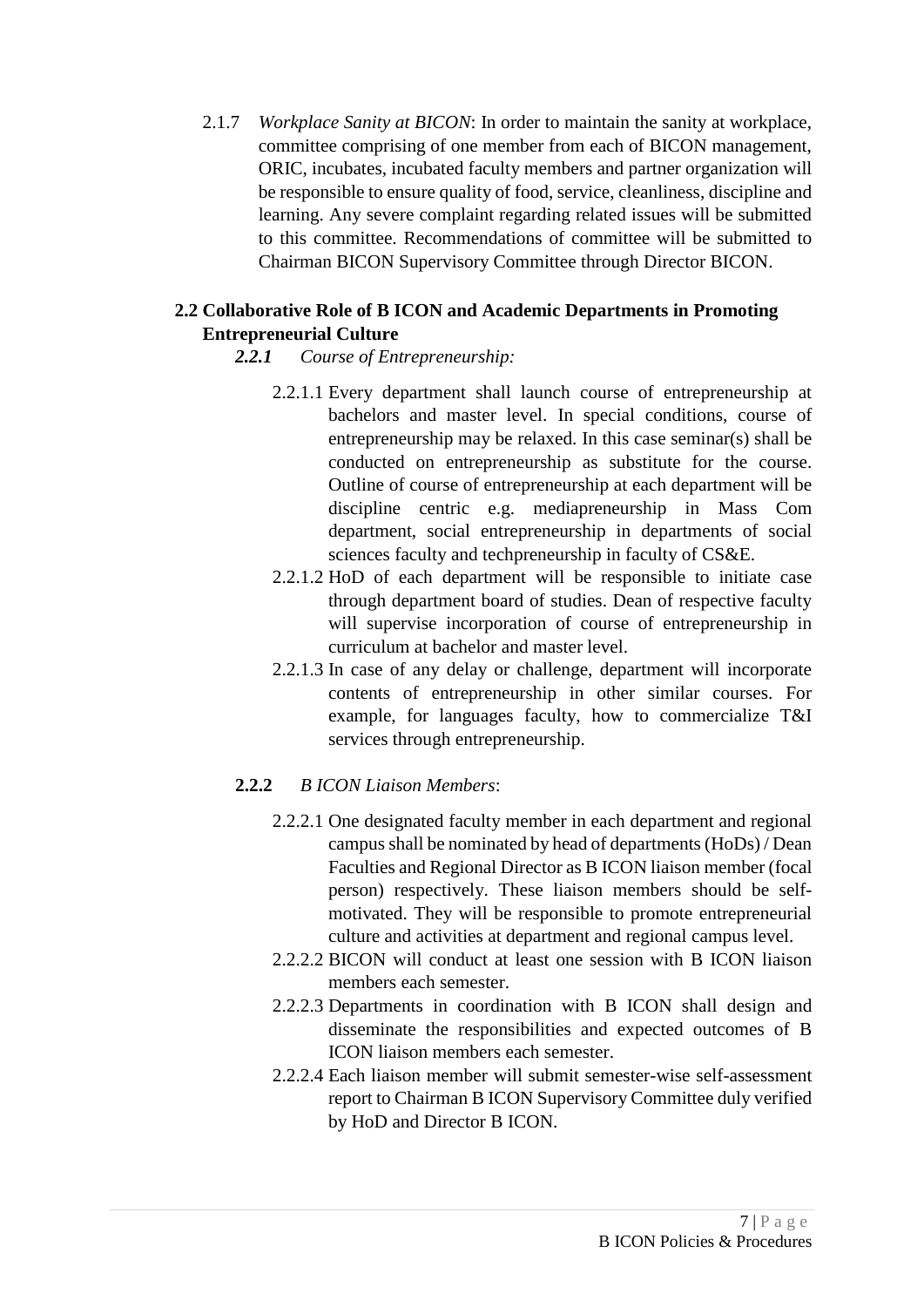2.1.7 *Workplace Sanity at BICON*: In order to maintain the sanity at workplace, committee comprising of one member from each of BICON management, ORIC, incubates, incubated faculty members and partner organization will be responsible to ensure quality of food, service, cleanliness, discipline and learning. Any severe complaint regarding related issues will be submitted to this committee. Recommendations of committee will be submitted to Chairman BICON Supervisory Committee through Director BICON.

## 2.2 Collaborative Role of B ICON and Academic Departments in Promoting Entrepreneurial Culture

***2.2.1*** *Course of Entrepreneurship:*

2.2.1.1 Every department shall launch course of entrepreneurship at bachelors and master level. In special conditions, course of entrepreneurship may be relaxed. In this case seminar(s) shall be conducted on entrepreneurship as substitute for the course. Outline of course of entrepreneurship at each department will be discipline centric e.g. mediapreneurship in Mass Com department, social entrepreneurship in departments of social sciences faculty and techpreneurship in faculty of CS&E.

2.2.1.2 HoD of each department will be responsible to initiate case through department board of studies. Dean of respective faculty will supervise incorporation of course of entrepreneurship in curriculum at bachelor and master level.

2.2.1.3 In case of any delay or challenge, department will incorporate contents of entrepreneurship in other similar courses. For example, for languages faculty, how to commercialize T&I services through entrepreneurship.

**2.2.2** *B ICON Liaison Members*:

2.2.2.1 One designated faculty member in each department and regional campus shall be nominated by head of departments (HoDs) / Dean Faculties and Regional Director as B ICON liaison member (focal person) respectively. These liaison members should be self-motivated. They will be responsible to promote entrepreneurial culture and activities at department and regional campus level.

2.2.2.2 BICON will conduct at least one session with B ICON liaison members each semester.

2.2.2.3 Departments in coordination with B ICON shall design and disseminate the responsibilities and expected outcomes of B ICON liaison members each semester.

2.2.2.4 Each liaison member will submit semester-wise self-assessment report to Chairman B ICON Supervisory Committee duly verified by HoD and Director B ICON.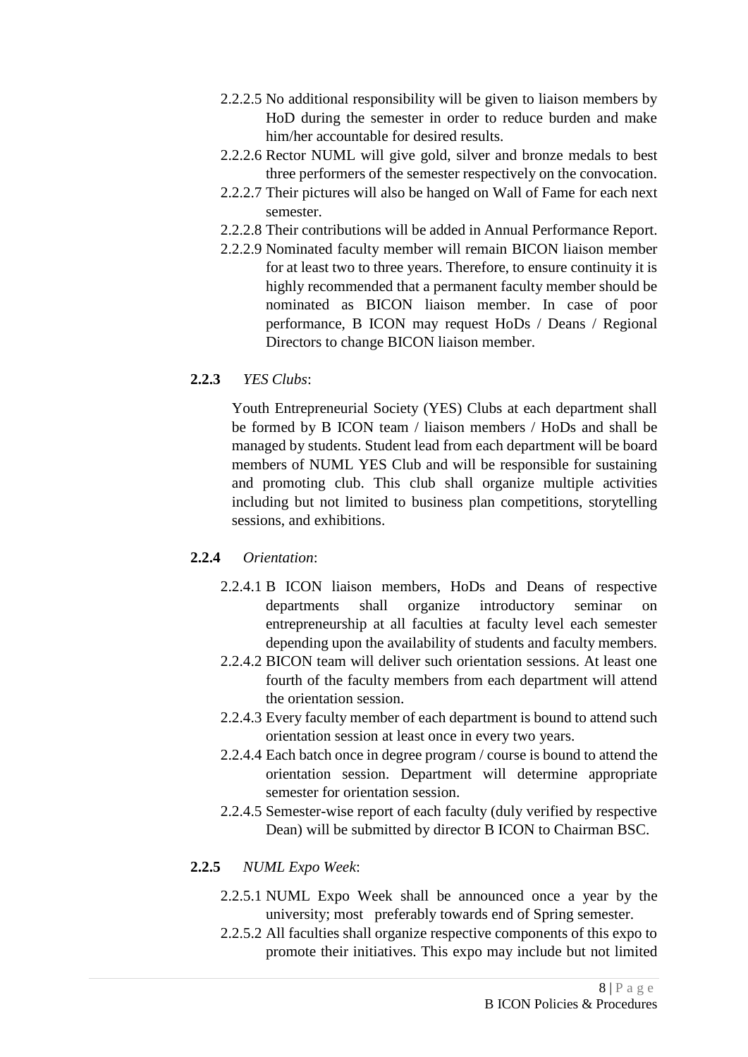2.2.2.5 No additional responsibility will be given to liaison members by HoD during the semester in order to reduce burden and make him/her accountable for desired results.

2.2.2.6 Rector NUML will give gold, silver and bronze medals to best three performers of the semester respectively on the convocation.

2.2.2.7 Their pictures will also be hanged on Wall of Fame for each next semester.

2.2.2.8 Their contributions will be added in Annual Performance Report.

2.2.2.9 Nominated faculty member will remain BICON liaison member for at least two to three years. Therefore, to ensure continuity it is highly recommended that a permanent faculty member should be nominated as BICON liaison member. In case of poor performance, B ICON may request HoDs / Deans / Regional Directors to change BICON liaison member.

**2.2.3** *YES Clubs*:

Youth Entrepreneurial Society (YES) Clubs at each department shall be formed by B ICON team / liaison members / HoDs and shall be managed by students. Student lead from each department will be board members of NUML YES Club and will be responsible for sustaining and promoting club. This club shall organize multiple activities including but not limited to business plan competitions, storytelling sessions, and exhibitions.

**2.2.4** *Orientation*:

2.2.4.1 B ICON liaison members, HoDs and Deans of respective departments shall organize introductory seminar on entrepreneurship at all faculties at faculty level each semester depending upon the availability of students and faculty members.

2.2.4.2 BICON team will deliver such orientation sessions. At least one fourth of the faculty members from each department will attend the orientation session.

2.2.4.3 Every faculty member of each department is bound to attend such orientation session at least once in every two years.

2.2.4.4 Each batch once in degree program / course is bound to attend the orientation session. Department will determine appropriate semester for orientation session.

2.2.4.5 Semester-wise report of each faculty (duly verified by respective Dean) will be submitted by director B ICON to Chairman BSC.

**2.2.5** *NUML Expo Week*:

2.2.5.1 NUML Expo Week shall be announced once a year by the university; most preferably towards end of Spring semester.

2.2.5.2 All faculties shall organize respective components of this expo to promote their initiatives. This expo may include but not limited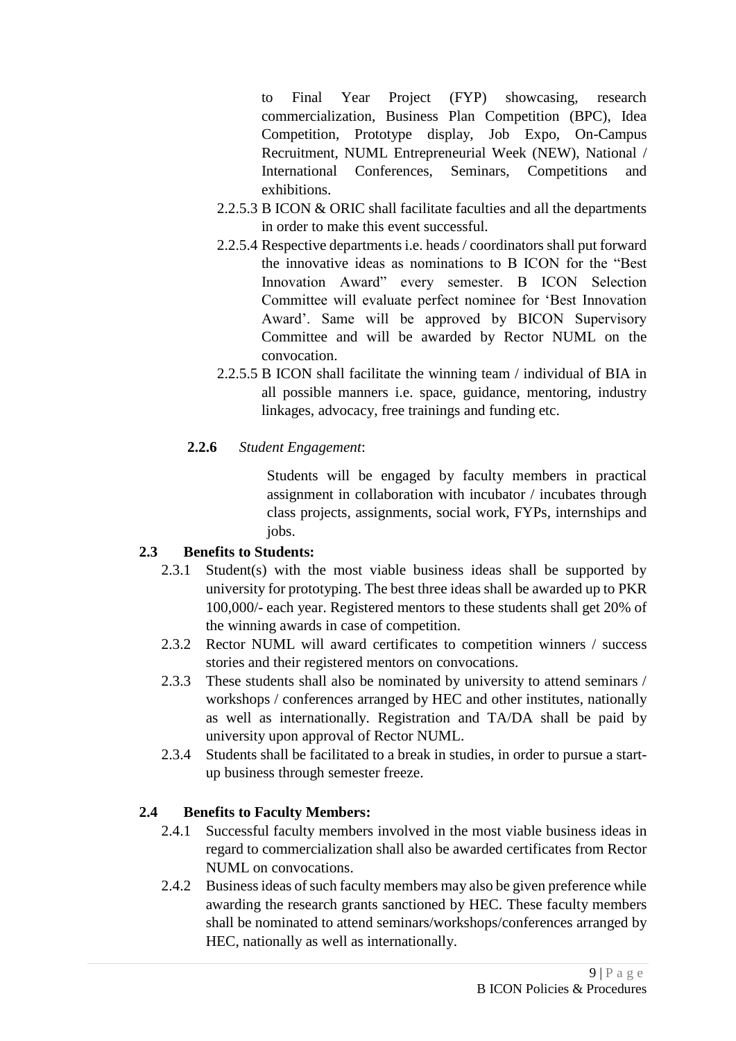to Final Year Project (FYP) showcasing, research commercialization, Business Plan Competition (BPC), Idea Competition, Prototype display, Job Expo, On-Campus Recruitment, NUML Entrepreneurial Week (NEW), National / International Conferences, Seminars, Competitions and exhibitions.

2.2.5.3 B ICON & ORIC shall facilitate faculties and all the departments in order to make this event successful.

2.2.5.4 Respective departments i.e. heads / coordinators shall put forward the innovative ideas as nominations to B ICON for the "Best Innovation Award" every semester. B ICON Selection Committee will evaluate perfect nominee for 'Best Innovation Award'. Same will be approved by BICON Supervisory Committee and will be awarded by Rector NUML on the convocation.

2.2.5.5 B ICON shall facilitate the winning team / individual of BIA in all possible manners i.e. space, guidance, mentoring, industry linkages, advocacy, free trainings and funding etc.

**2.2.6** *Student Engagement*:

Students will be engaged by faculty members in practical assignment in collaboration with incubator / incubates through class projects, assignments, social work, FYPs, internships and jobs.

### 2.3 Benefits to Students:

2.3.1 Student(s) with the most viable business ideas shall be supported by university for prototyping. The best three ideas shall be awarded up to PKR 100,000/- each year. Registered mentors to these students shall get 20% of the winning awards in case of competition.

2.3.2 Rector NUML will award certificates to competition winners / success stories and their registered mentors on convocations.

2.3.3 These students shall also be nominated by university to attend seminars / workshops / conferences arranged by HEC and other institutes, nationally as well as internationally. Registration and TA/DA shall be paid by university upon approval of Rector NUML.

2.3.4 Students shall be facilitated to a break in studies, in order to pursue a start-up business through semester freeze.

### 2.4 Benefits to Faculty Members:

2.4.1 Successful faculty members involved in the most viable business ideas in regard to commercialization shall also be awarded certificates from Rector NUML on convocations.

2.4.2 Business ideas of such faculty members may also be given preference while awarding the research grants sanctioned by HEC. These faculty members shall be nominated to attend seminars/workshops/conferences arranged by HEC, nationally as well as internationally.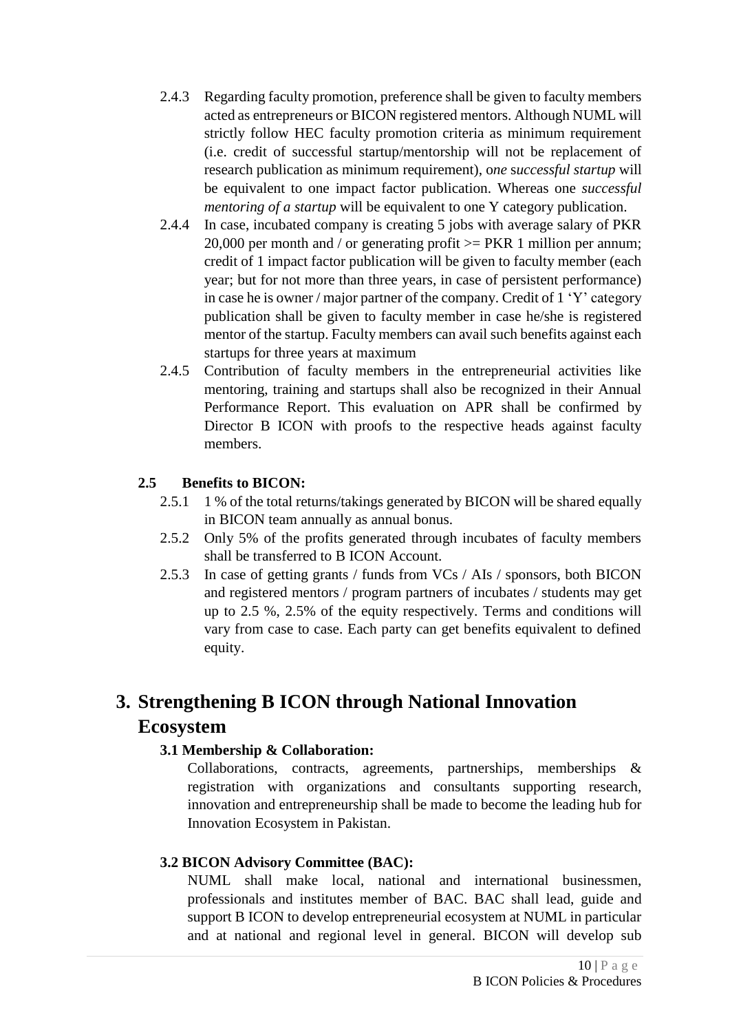2.4.3 Regarding faculty promotion, preference shall be given to faculty members acted as entrepreneurs or BICON registered mentors. Although NUML will strictly follow HEC faculty promotion criteria as minimum requirement (i.e. credit of successful startup/mentorship will not be replacement of research publication as minimum requirement), o*ne* s*uccessful startup* will be equivalent to one impact factor publication. Whereas one *successful mentoring of a startup* will be equivalent to one Y category publication.

2.4.4 In case, incubated company is creating 5 jobs with average salary of PKR 20,000 per month and / or generating profit >= PKR 1 million per annum; credit of 1 impact factor publication will be given to faculty member (each year; but for not more than three years, in case of persistent performance) in case he is owner / major partner of the company. Credit of 1 'Y' category publication shall be given to faculty member in case he/she is registered mentor of the startup. Faculty members can avail such benefits against each startups for three years at maximum

2.4.5 Contribution of faculty members in the entrepreneurial activities like mentoring, training and startups shall also be recognized in their Annual Performance Report. This evaluation on APR shall be confirmed by Director B ICON with proofs to the respective heads against faculty members.

### 2.5 Benefits to BICON:

2.5.1 1 % of the total returns/takings generated by BICON will be shared equally in BICON team annually as annual bonus.

2.5.2 Only 5% of the profits generated through incubates of faculty members shall be transferred to B ICON Account.

2.5.3 In case of getting grants / funds from VCs / AIs / sponsors, both BICON and registered mentors / program partners of incubates / students may get up to 2.5 %, 2.5% of the equity respectively. Terms and conditions will vary from case to case. Each party can get benefits equivalent to defined equity.

## 3. Strengthening B ICON through National Innovation Ecosystem

### 3.1 Membership & Collaboration:

Collaborations, contracts, agreements, partnerships, memberships & registration with organizations and consultants supporting research, innovation and entrepreneurship shall be made to become the leading hub for Innovation Ecosystem in Pakistan.

### 3.2 BICON Advisory Committee (BAC):

NUML shall make local, national and international businessmen, professionals and institutes member of BAC. BAC shall lead, guide and support B ICON to develop entrepreneurial ecosystem at NUML in particular and at national and regional level in general. BICON will develop sub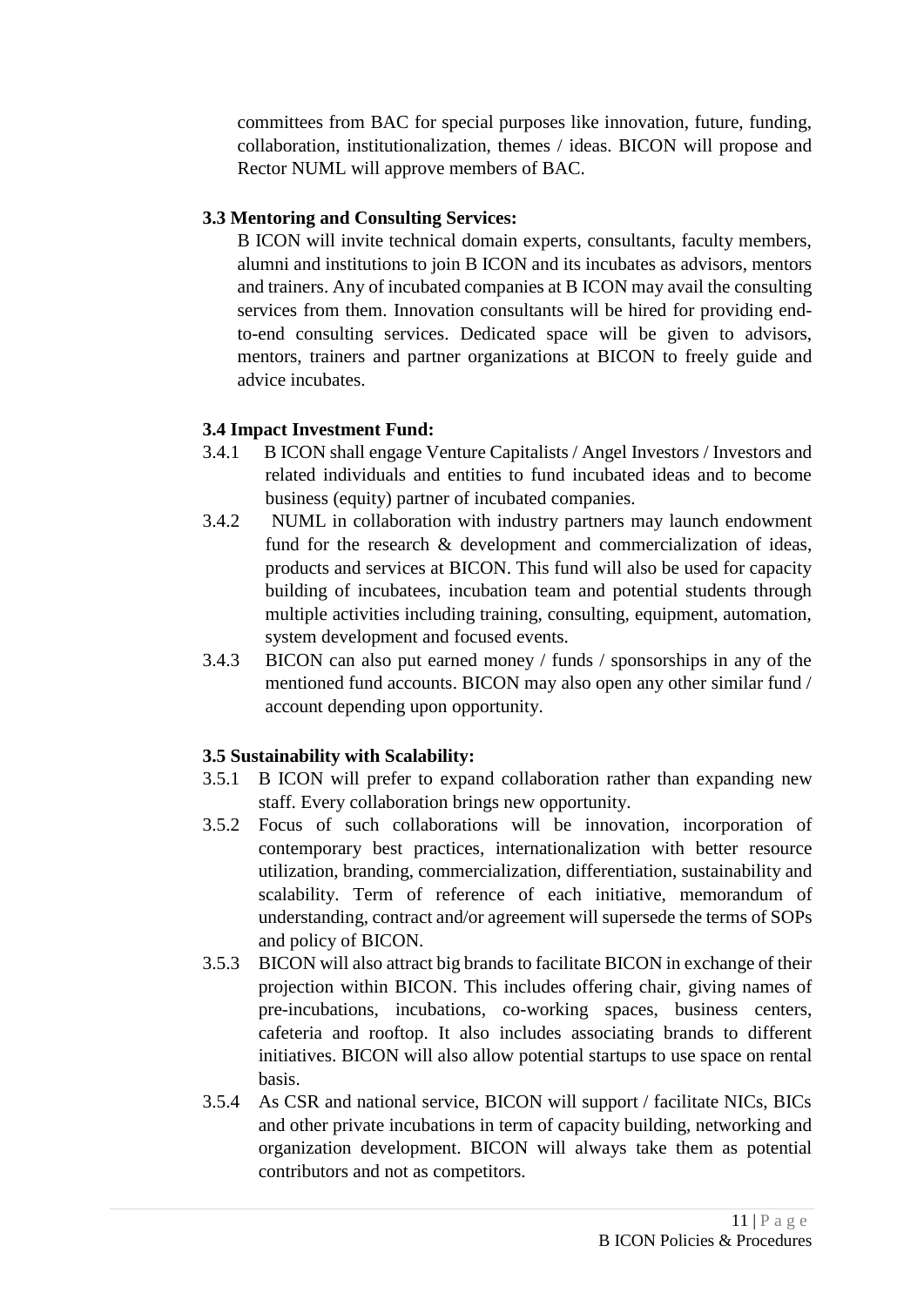committees from BAC for special purposes like innovation, future, funding, collaboration, institutionalization, themes / ideas. BICON will propose and Rector NUML will approve members of BAC.

### 3.3 Mentoring and Consulting Services:

B ICON will invite technical domain experts, consultants, faculty members, alumni and institutions to join B ICON and its incubates as advisors, mentors and trainers. Any of incubated companies at B ICON may avail the consulting services from them. Innovation consultants will be hired for providing end-to-end consulting services. Dedicated space will be given to advisors, mentors, trainers and partner organizations at BICON to freely guide and advice incubates.

### 3.4 Impact Investment Fund:

3.4.1 B ICON shall engage Venture Capitalists / Angel Investors / Investors and related individuals and entities to fund incubated ideas and to become business (equity) partner of incubated companies.

3.4.2 NUML in collaboration with industry partners may launch endowment fund for the research & development and commercialization of ideas, products and services at BICON. This fund will also be used for capacity building of incubatees, incubation team and potential students through multiple activities including training, consulting, equipment, automation, system development and focused events.

3.4.3 BICON can also put earned money / funds / sponsorships in any of the mentioned fund accounts. BICON may also open any other similar fund / account depending upon opportunity.

### 3.5 Sustainability with Scalability:

3.5.1 B ICON will prefer to expand collaboration rather than expanding new staff. Every collaboration brings new opportunity.

3.5.2 Focus of such collaborations will be innovation, incorporation of contemporary best practices, internationalization with better resource utilization, branding, commercialization, differentiation, sustainability and scalability. Term of reference of each initiative, memorandum of understanding, contract and/or agreement will supersede the terms of SOPs and policy of BICON.

3.5.3 BICON will also attract big brands to facilitate BICON in exchange of their projection within BICON. This includes offering chair, giving names of pre-incubations, incubations, co-working spaces, business centers, cafeteria and rooftop. It also includes associating brands to different initiatives. BICON will also allow potential startups to use space on rental basis.

3.5.4 As CSR and national service, BICON will support / facilitate NICs, BICs and other private incubations in term of capacity building, networking and organization development. BICON will always take them as potential contributors and not as competitors.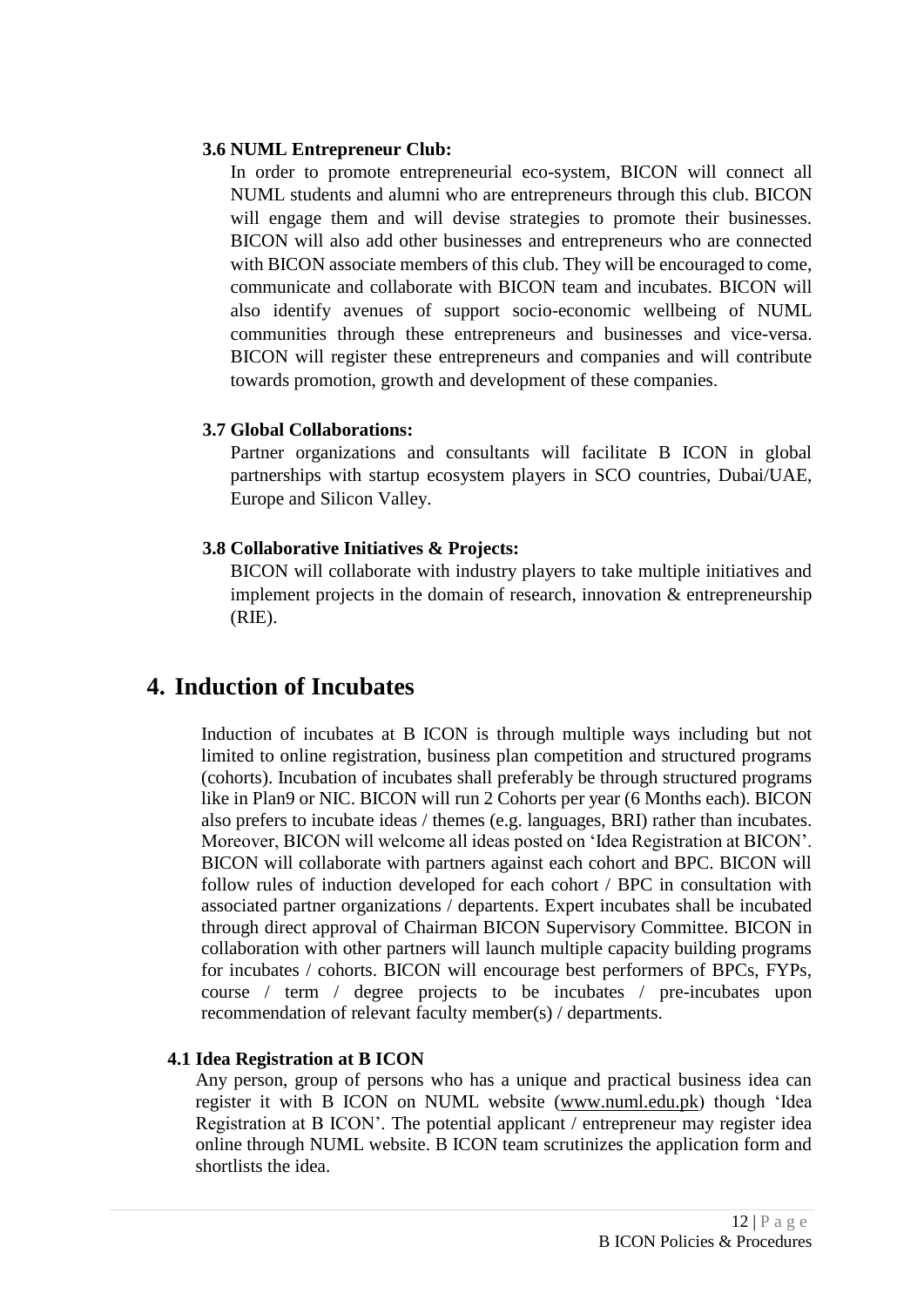### 3.6 NUML Entrepreneur Club:

In order to promote entrepreneurial eco-system, BICON will connect all NUML students and alumni who are entrepreneurs through this club. BICON will engage them and will devise strategies to promote their businesses. BICON will also add other businesses and entrepreneurs who are connected with BICON associate members of this club. They will be encouraged to come, communicate and collaborate with BICON team and incubates. BICON will also identify avenues of support socio-economic wellbeing of NUML communities through these entrepreneurs and businesses and vice-versa. BICON will register these entrepreneurs and companies and will contribute towards promotion, growth and development of these companies.

### 3.7 Global Collaborations:

Partner organizations and consultants will facilitate B ICON in global partnerships with startup ecosystem players in SCO countries, Dubai/UAE, Europe and Silicon Valley.

### 3.8 Collaborative Initiatives & Projects:

BICON will collaborate with industry players to take multiple initiatives and implement projects in the domain of research, innovation & entrepreneurship (RIE).

## 4. Induction of Incubates

Induction of incubates at B ICON is through multiple ways including but not limited to online registration, business plan competition and structured programs (cohorts). Incubation of incubates shall preferably be through structured programs like in Plan9 or NIC. BICON will run 2 Cohorts per year (6 Months each). BICON also prefers to incubate ideas / themes (e.g. languages, BRI) rather than incubates. Moreover, BICON will welcome all ideas posted on 'Idea Registration at BICON'. BICON will collaborate with partners against each cohort and BPC. BICON will follow rules of induction developed for each cohort / BPC in consultation with associated partner organizations / departents. Expert incubates shall be incubated through direct approval of Chairman BICON Supervisory Committee. BICON in collaboration with other partners will launch multiple capacity building programs for incubates / cohorts. BICON will encourage best performers of BPCs, FYPs, course / term / degree projects to be incubates / pre-incubates upon recommendation of relevant faculty member(s) / departments.

### 4.1 Idea Registration at B ICON

Any person, group of persons who has a unique and practical business idea can register it with B ICON on NUML website (www.numl.edu.pk) though 'Idea Registration at B ICON'. The potential applicant / entrepreneur may register idea online through NUML website. B ICON team scrutinizes the application form and shortlists the idea.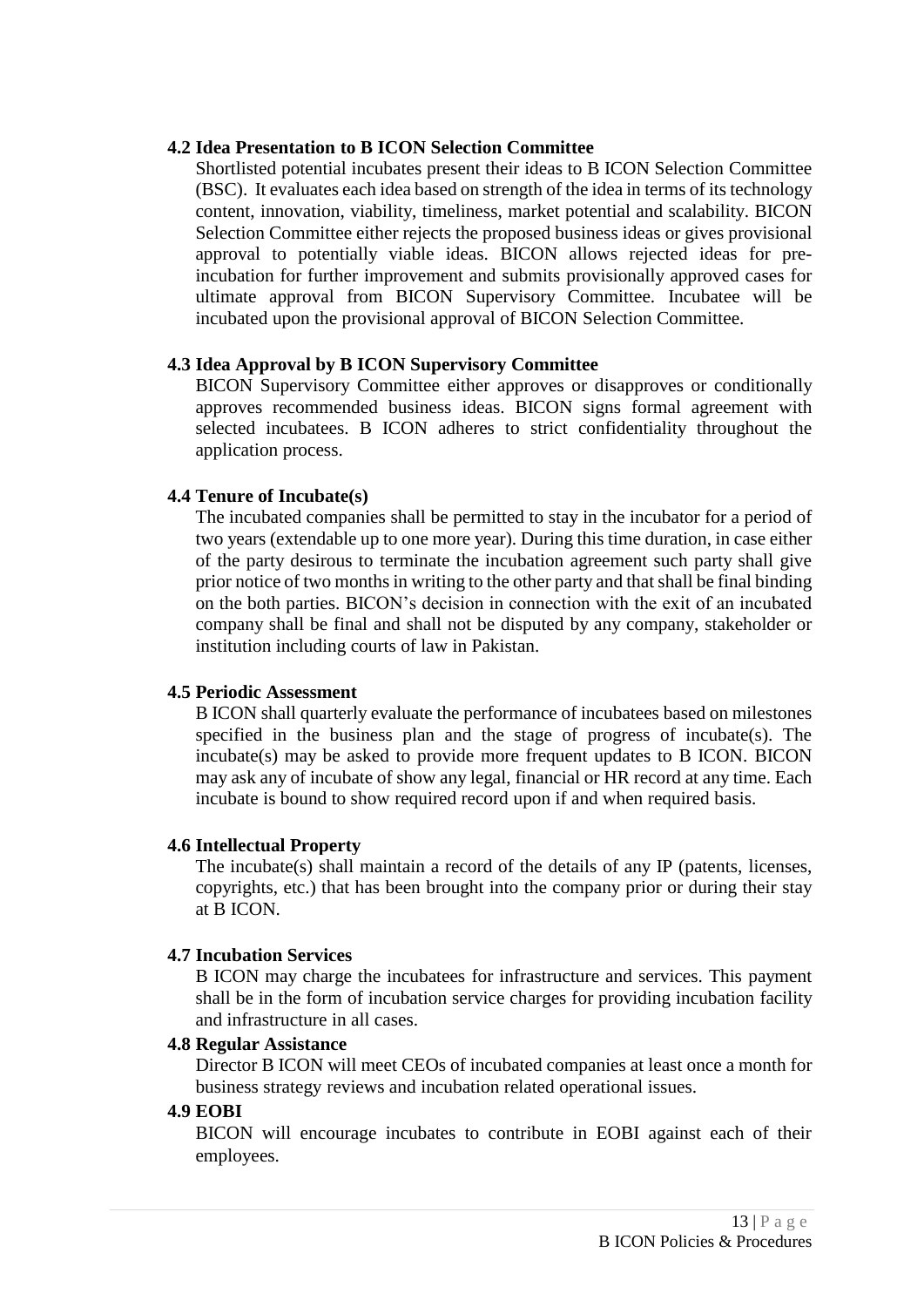### 4.2 Idea Presentation to B ICON Selection Committee

Shortlisted potential incubates present their ideas to B ICON Selection Committee (BSC). It evaluates each idea based on strength of the idea in terms of its technology content, innovation, viability, timeliness, market potential and scalability. BICON Selection Committee either rejects the proposed business ideas or gives provisional approval to potentially viable ideas. BICON allows rejected ideas for pre-incubation for further improvement and submits provisionally approved cases for ultimate approval from BICON Supervisory Committee. Incubatee will be incubated upon the provisional approval of BICON Selection Committee.

### 4.3 Idea Approval by B ICON Supervisory Committee

BICON Supervisory Committee either approves or disapproves or conditionally approves recommended business ideas. BICON signs formal agreement with selected incubatees. B ICON adheres to strict confidentiality throughout the application process.

### 4.4 Tenure of Incubate(s)

The incubated companies shall be permitted to stay in the incubator for a period of two years (extendable up to one more year). During this time duration, in case either of the party desirous to terminate the incubation agreement such party shall give prior notice of two months in writing to the other party and that shall be final binding on the both parties. BICON's decision in connection with the exit of an incubated company shall be final and shall not be disputed by any company, stakeholder or institution including courts of law in Pakistan.

### 4.5 Periodic Assessment

B ICON shall quarterly evaluate the performance of incubatees based on milestones specified in the business plan and the stage of progress of incubate(s). The incubate(s) may be asked to provide more frequent updates to B ICON. BICON may ask any of incubate of show any legal, financial or HR record at any time. Each incubate is bound to show required record upon if and when required basis.

### 4.6 Intellectual Property

The incubate(s) shall maintain a record of the details of any IP (patents, licenses, copyrights, etc.) that has been brought into the company prior or during their stay at B ICON.

### 4.7 Incubation Services

B ICON may charge the incubatees for infrastructure and services. This payment shall be in the form of incubation service charges for providing incubation facility and infrastructure in all cases.

### 4.8 Regular Assistance

Director B ICON will meet CEOs of incubated companies at least once a month for business strategy reviews and incubation related operational issues.

### 4.9 EOBI

BICON will encourage incubates to contribute in EOBI against each of their employees.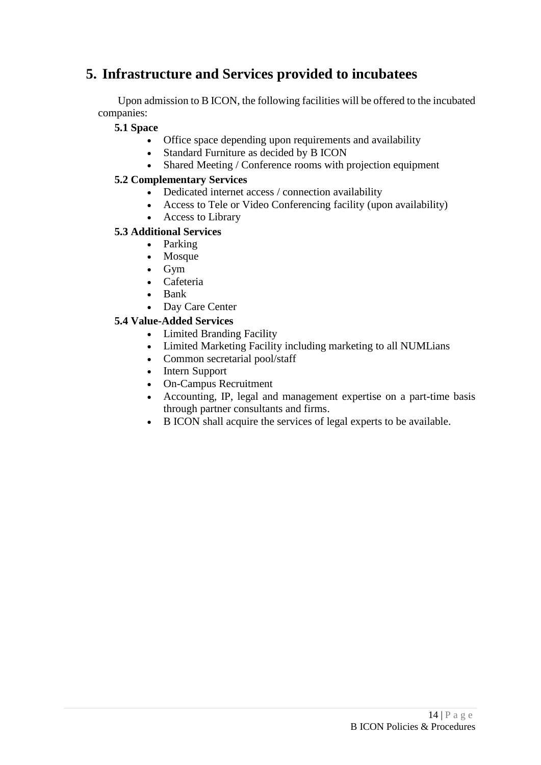# 5. Infrastructure and Services provided to incubatees

Upon admission to B ICON, the following facilities will be offered to the incubated companies:

**5.1 Space**

- Office space depending upon requirements and availability
- Standard Furniture as decided by B ICON
- Shared Meeting / Conference rooms with projection equipment

**5.2 Complementary Services**

- Dedicated internet access / connection availability
- Access to Tele or Video Conferencing facility (upon availability)
- Access to Library

**5.3 Additional Services**

- Parking
- Mosque
- Gym
- Cafeteria
- Bank
- Day Care Center

**5.4 Value-Added Services**

- Limited Branding Facility
- Limited Marketing Facility including marketing to all NUMLians
- Common secretarial pool/staff
- Intern Support
- On-Campus Recruitment
- Accounting, IP, legal and management expertise on a part-time basis through partner consultants and firms.
- B ICON shall acquire the services of legal experts to be available.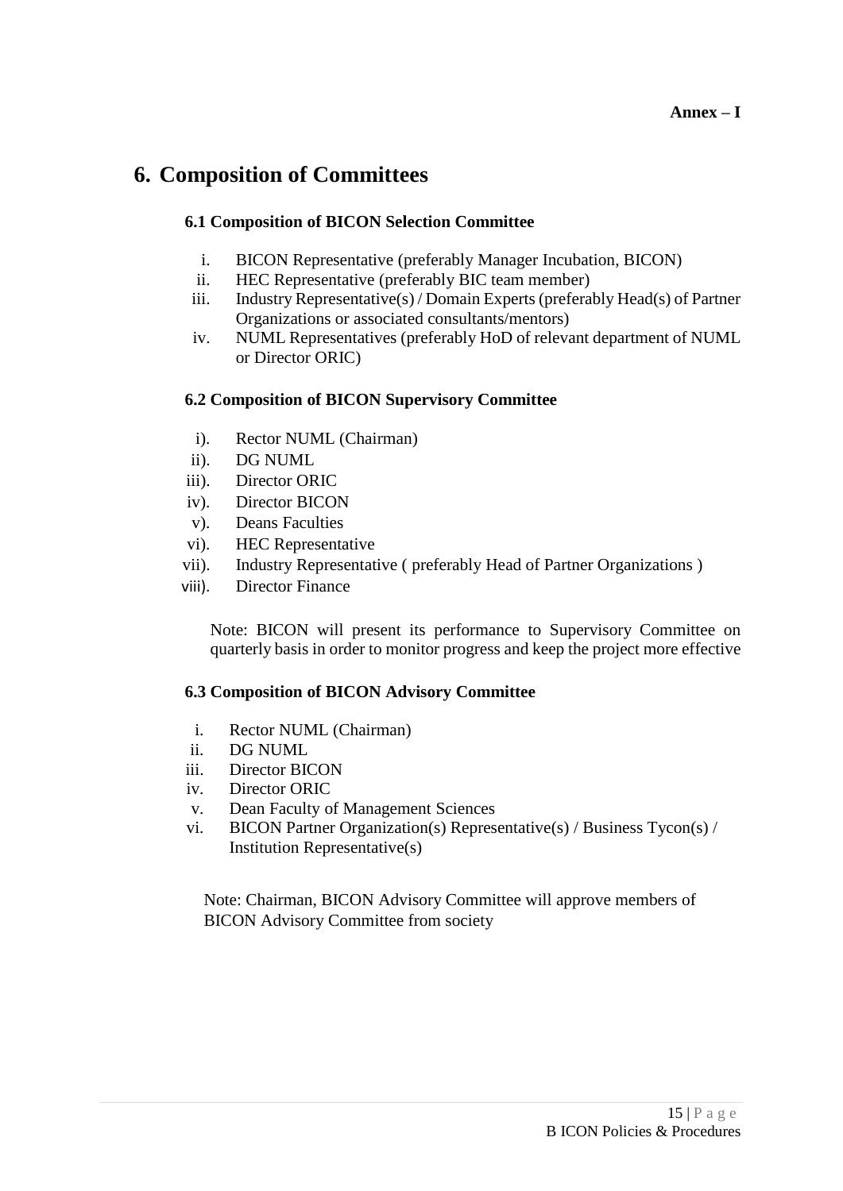**Annex – I**

# 6. Composition of Committees

### 6.1 Composition of BICON Selection Committee

i. BICON Representative (preferably Manager Incubation, BICON)
ii. HEC Representative (preferably BIC team member)
iii. Industry Representative(s) / Domain Experts (preferably Head(s) of Partner Organizations or associated consultants/mentors)
iv. NUML Representatives (preferably HoD of relevant department of NUML or Director ORIC)

### 6.2 Composition of BICON Supervisory Committee

i). Rector NUML (Chairman)
ii). DG NUML
iii). Director ORIC
iv). Director BICON
v). Deans Faculties
vi). HEC Representative
vii). Industry Representative ( preferably Head of Partner Organizations )
viii). Director Finance

Note: BICON will present its performance to Supervisory Committee on quarterly basis in order to monitor progress and keep the project more effective

### 6.3 Composition of BICON Advisory Committee

i. Rector NUML (Chairman)
ii. DG NUML
iii. Director BICON
iv. Director ORIC
v. Dean Faculty of Management Sciences
vi. BICON Partner Organization(s) Representative(s) / Business Tycon(s) / Institution Representative(s)

Note: Chairman, BICON Advisory Committee will approve members of BICON Advisory Committee from society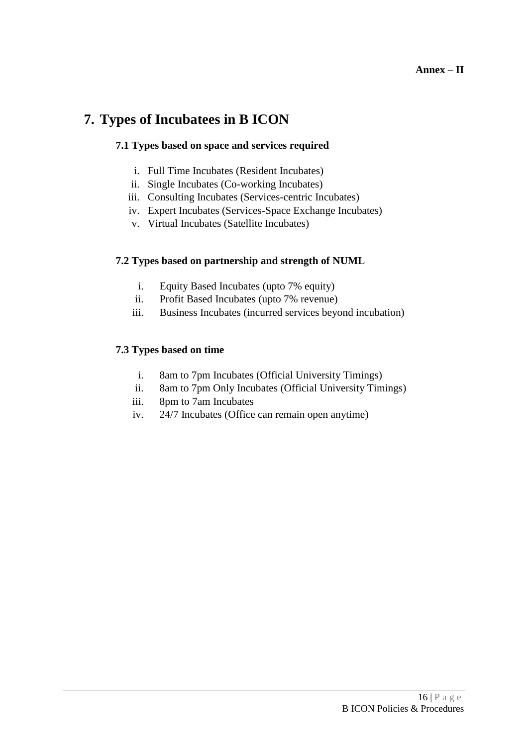**Annex – II**

# 7. Types of Incubatees in B ICON

### 7.1 Types based on space and services required

i. Full Time Incubates (Resident Incubates)
ii. Single Incubates (Co-working Incubates)
iii. Consulting Incubates (Services-centric Incubates)
iv. Expert Incubates (Services-Space Exchange Incubates)
v. Virtual Incubates (Satellite Incubates)

### 7.2 Types based on partnership and strength of NUML

i. Equity Based Incubates (upto 7% equity)
ii. Profit Based Incubates (upto 7% revenue)
iii. Business Incubates (incurred services beyond incubation)

### 7.3 Types based on time

i. 8am to 7pm Incubates (Official University Timings)
ii. 8am to 7pm Only Incubates (Official University Timings)
iii. 8pm to 7am Incubates
iv. 24/7 Incubates (Office can remain open anytime)